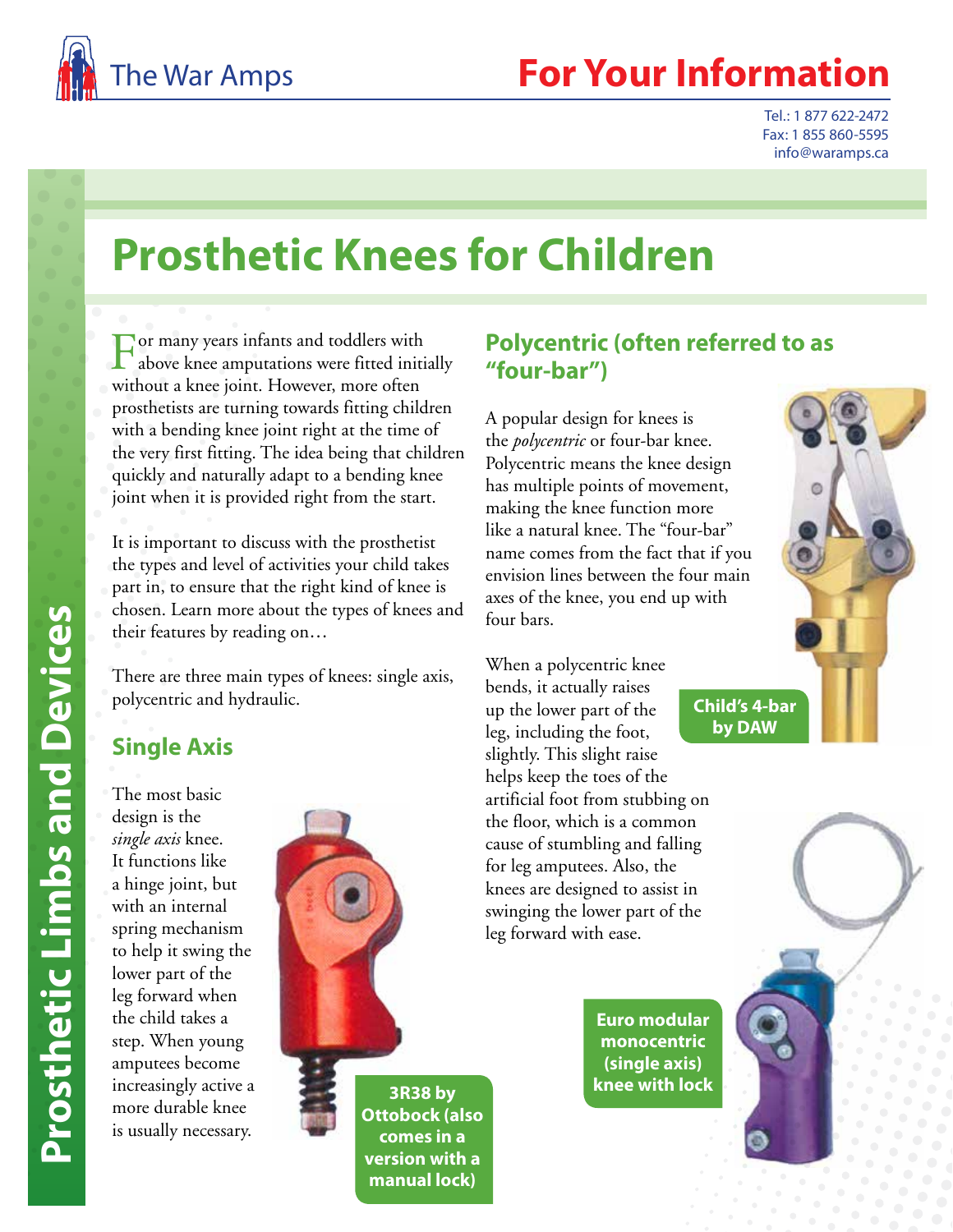# Prosthetic Knees for Children

For many years infants and toddlers with above knee amputations were fitted initially without a knee joint. However, more often prosthetists are turning towards fitting children with a bending knee joint right at the time of the very first fitting. The idea being that children quickly and naturally adapt to a bending knee joint when it is provided right from the start.

It is important to discuss with the prosthetist the types and level of activities your child takes part in, to ensure that the right kind of knee is chosen. Learn more about the types of knees and their features by reading on…

There are three main types of knees: single axis, polycentric and hydraulic.

## Single Axis

The most basic design is the *single axis* knee. It functions like a hinge joint, but with an internal spring mechanism to help it swing the lower part of the leg forward when the child takes a step. When young amputees become increasingly active a more durable knee is usually necessary.

**3R38 by Ottobock (also comes in a version with a manual lock)**

## Polycentric (often referred to as "four-bar")

A popular design for knees is the *polycentric* or four-bar knee. Polycentric means the knee design has multiple points of movement, making the knee function more like a natural knee. The "four-bar" name comes from the fact that if you envision lines between the four main axes of the knee, you end up with four bars.

When a polycentric knee bends, it actually raises up the lower part of the leg, including the foot, slightly. This slight raise helps keep the toes of the artificial foot from stubbing on the floor, which is a common cause of stumbling and falling for leg amputees. Also, the knees are designed to assist in swinging the lower part of the leg forward with ease.

**Child's 4-bar by DAW**

**Euro modular monocentric (single axis) knee with lock**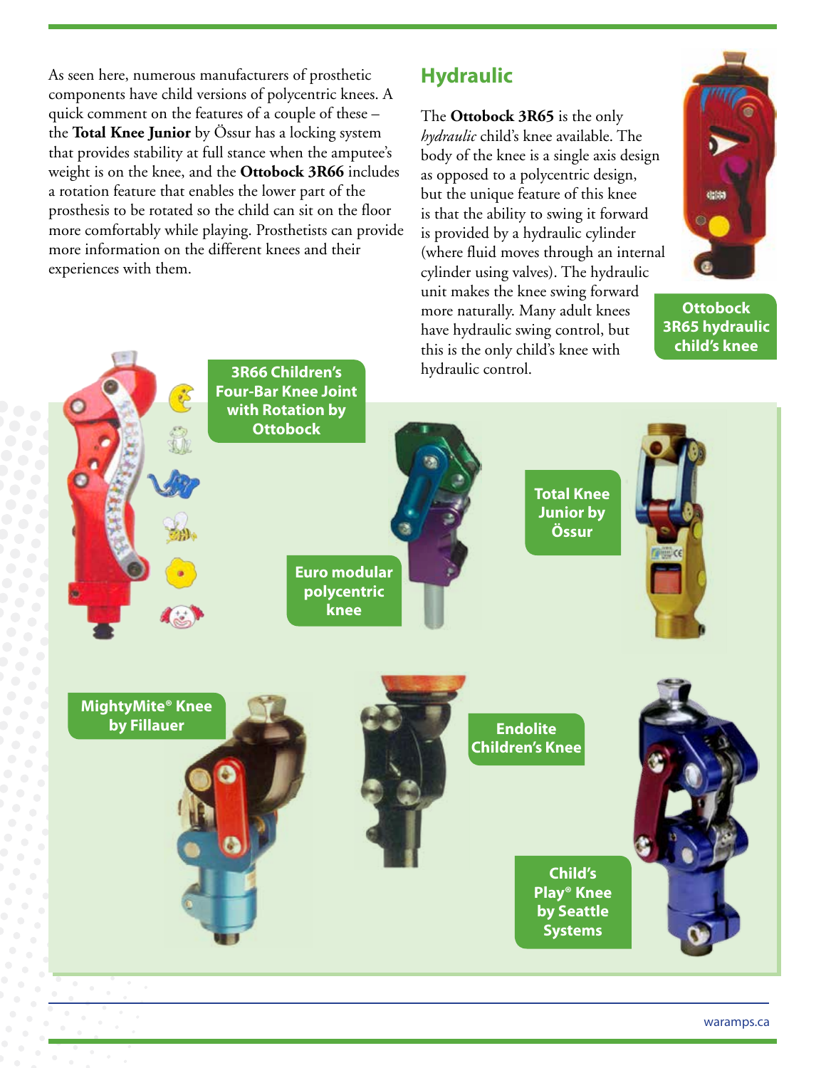As seen here, numerous manufacturers of prosthetic components have child versions of polycentric knees. A quick comment on the features of a couple of these – the **Total Knee Junior** by Össur has a locking system that provides stability at full stance when the amputee's weight is on the knee, and the **Ottobock 3R66** includes a rotation feature that enables the lower part of the prosthesis to be rotated so the child can sit on the floor more comfortably while playing. Prosthetists can provide more information on the different knees and their experiences with them.

## Hydraulic

The **Ottobock 3R65** is the only *hydraulic* child's knee available. The body of the knee is a single axis design as opposed to a polycentric design, but the unique feature of this knee is that the ability to swing it forward is provided by a hydraulic cylinder (where fluid moves through an internal cylinder using valves). The hydraulic unit makes the knee swing forward more naturally. Many adult knees have hydraulic swing control, but this is the only child's knee with hydraulic control.

**Ottobock 3R65 hydraulic child's knee**

**3R66 Children's Four-Bar Knee Joint with Rotation by Ottobock**

**Euro modular polycentric knee**

**Total Knee Junior by Össur**

**MightyMite® Knee by Fillauer**

**Endolite Children's Knee**

**Child's Play® Knee by Seattle Systems**